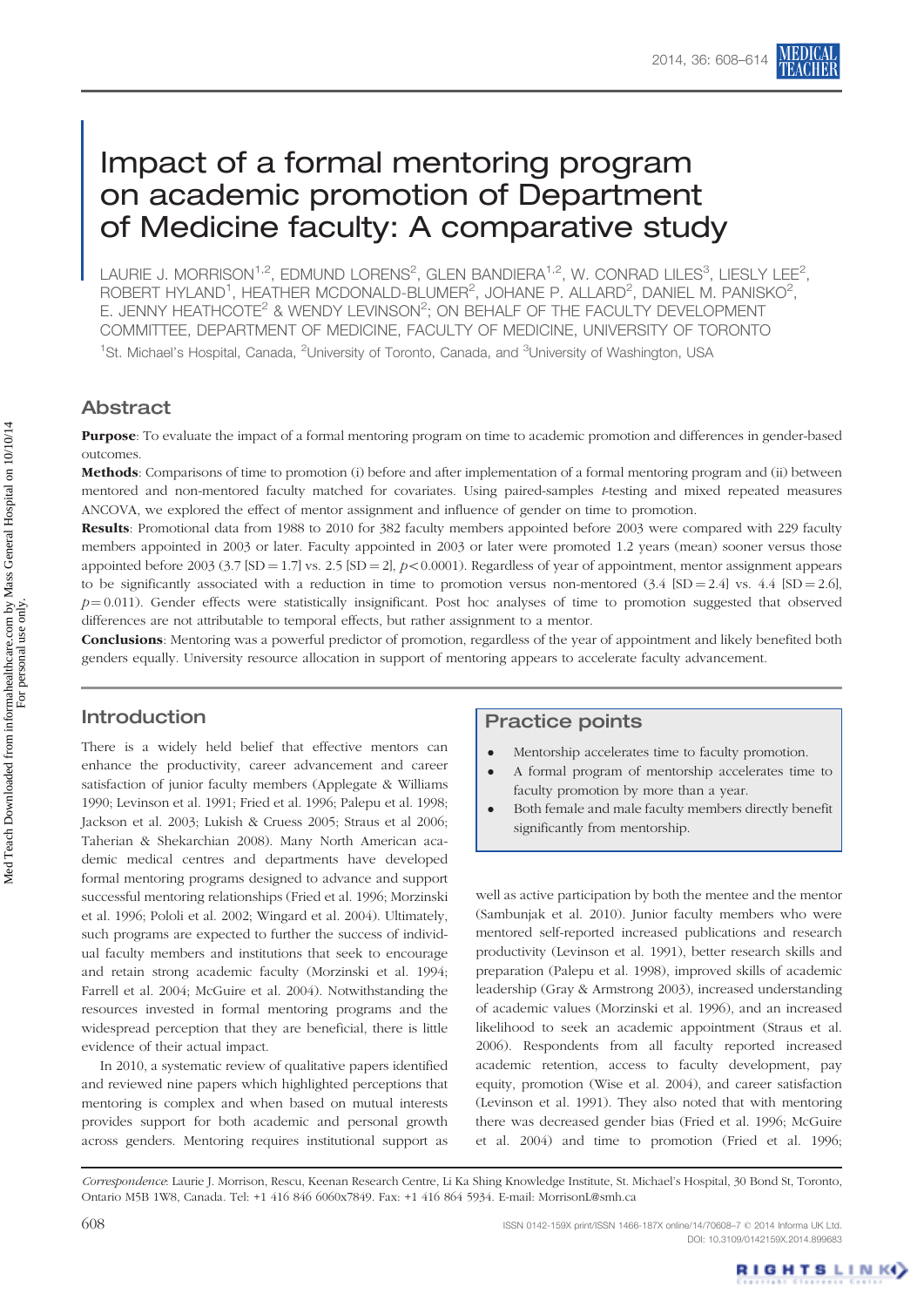# Impact of a formal mentoring program on academic promotion of Department of Medicine faculty: A comparative study

LAURIE J. MORRISON[1,2], EDMUND LORENS[2], GLEN BANDIERA[1,2], W. CONRAD LILES[3], LIESLY LEE[2], ROBERT HYLAND[1], HEATHER MCDONALD-BLUMER[2], JOHANE P. ALLARD[2], DANIEL M. PANISKO[2], E. JENNY HEATHCOTE[2] & WENDY LEVINSON[2]; ON BEHALF OF THE FACULTY DEVELOPMENT COMMITTEE, DEPARTMENT OF MEDICINE, FACULTY OF MEDICINE, UNIVERSITY OF TORONTO

[1]St. Michael's Hospital, Canada, [2]University of Toronto, Canada, and [3]University of Washington, USA

## Abstract

**Purpose**: To evaluate the impact of a formal mentoring program on time to academic promotion and differences in gender-based outcomes.

**Methods**: Comparisons of time to promotion (i) before and after implementation of a formal mentoring program and (ii) between mentored and non-mentored faculty matched for covariates. Using paired-samples *t*-testing and mixed repeated measures ANCOVA, we explored the effect of mentor assignment and influence of gender on time to promotion.

**Results**: Promotional data from 1988 to 2010 for 382 faculty members appointed before 2003 were compared with 229 faculty members appointed in 2003 or later. Faculty appointed in 2003 or later were promoted 1.2 years (mean) sooner versus those appointed before 2003 (3.7 [SD = 1.7] vs. 2.5 [SD = 2], $p < 0.0001$). Regardless of year of appointment, mentor assignment appears to be significantly associated with a reduction in time to promotion versus non-mentored (3.4 [SD = 2.4] vs. 4.4 [SD = 2.6], $p = 0.011$). Gender effects were statistically insignificant. Post hoc analyses of time to promotion suggested that observed differences are not attributable to temporal effects, but rather assignment to a mentor.

**Conclusions**: Mentoring was a powerful predictor of promotion, regardless of the year of appointment and likely benefited both genders equally. University resource allocation in support of mentoring appears to accelerate faculty advancement.

## Introduction

There is a widely held belief that effective mentors can enhance the productivity, career advancement and career satisfaction of junior faculty members (Applegate & Williams 1990; Levinson et al. 1991; Fried et al. 1996; Palepu et al. 1998; Jackson et al. 2003; Lukish & Cruess 2005; Straus et al 2006; Taherian & Shekarchian 2008). Many North American academic medical centres and departments have developed formal mentoring programs designed to advance and support successful mentoring relationships (Fried et al. 1996; Morzinski et al. 1996; Pololi et al. 2002; Wingard et al. 2004). Ultimately, such programs are expected to further the success of individual faculty members and institutions that seek to encourage and retain strong academic faculty (Morzinski et al. 1994; Farrell et al. 2004; McGuire et al. 2004). Notwithstanding the resources invested in formal mentoring programs and the widespread perception that they are beneficial, there is little evidence of their actual impact.

In 2010, a systematic review of qualitative papers identified and reviewed nine papers which highlighted perceptions that mentoring is complex and when based on mutual interests provides support for both academic and personal growth across genders. Mentoring requires institutional support as well as active participation by both the mentee and the mentor (Sambunjak et al. 2010). Junior faculty members who were mentored self-reported increased publications and research productivity (Levinson et al. 1991), better research skills and preparation (Palepu et al. 1998), improved skills of academic leadership (Gray & Armstrong 2003), increased understanding of academic values (Morzinski et al. 1996), and an increased likelihood to seek an academic appointment (Straus et al. 2006). Respondents from all faculty reported increased academic retention, access to faculty development, pay equity, promotion (Wise et al. 2004), and career satisfaction (Levinson et al. 1991). They also noted that with mentoring there was decreased gender bias (Fried et al. 1996; McGuire et al. 2004) and time to promotion (Fried et al. 1996;

> **Practice points**
>
> - Mentorship accelerates time to faculty promotion.
> - A formal program of mentorship accelerates time to faculty promotion by more than a year.
> - Both female and male faculty members directly benefit significantly from mentorship.

*Correspondence*: Laurie J. Morrison, Rescu, Keenan Research Centre, Li Ka Shing Knowledge Institute, St. Michael's Hospital, 30 Bond St, Toronto, Ontario M5B 1W8, Canada. Tel: +1 416 846 6060x7849. Fax: +1 416 864 5934. E-mail: MorrisonL@smh.ca

ISSN 0142-159X print/ISSN 1466-187X online/14/70608–7 © 2014 Informa UK Ltd.
DOI: 10.3109/0142159X.2014.899683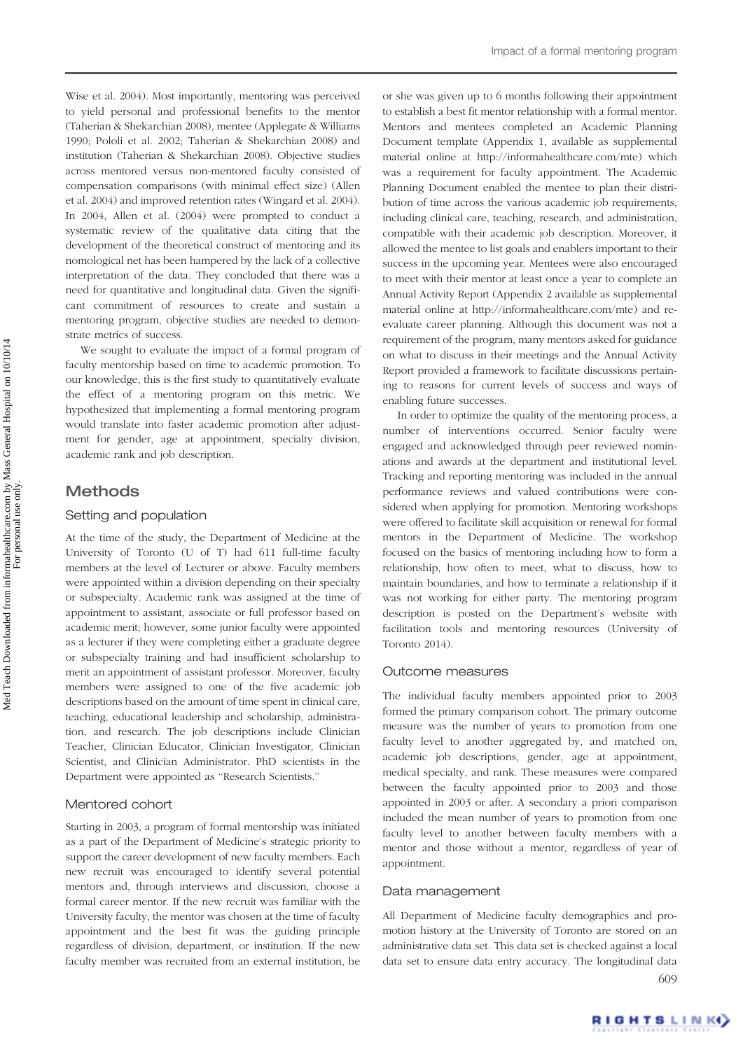Wise et al. 2004). Most importantly, mentoring was perceived to yield personal and professional benefits to the mentor (Taherian & Shekarchian 2008), mentee (Applegate & Williams 1990; Pololi et al. 2002; Taherian & Shekarchian 2008) and institution (Taherian & Shekarchian 2008). Objective studies across mentored versus non-mentored faculty consisted of compensation comparisons (with minimal effect size) (Allen et al. 2004) and improved retention rates (Wingard et al. 2004). In 2004, Allen et al. (2004) were prompted to conduct a systematic review of the qualitative data citing that the development of the theoretical construct of mentoring and its nomological net has been hampered by the lack of a collective interpretation of the data. They concluded that there was a need for quantitative and longitudinal data. Given the significant commitment of resources to create and sustain a mentoring program, objective studies are needed to demonstrate metrics of success.

We sought to evaluate the impact of a formal program of faculty mentorship based on time to academic promotion. To our knowledge, this is the first study to quantitatively evaluate the effect of a mentoring program on this metric. We hypothesized that implementing a formal mentoring program would translate into faster academic promotion after adjustment for gender, age at appointment, specialty division, academic rank and job description.

## Methods

### Setting and population

At the time of the study, the Department of Medicine at the University of Toronto (U of T) had 611 full-time faculty members at the level of Lecturer or above. Faculty members were appointed within a division depending on their specialty or subspecialty. Academic rank was assigned at the time of appointment to assistant, associate or full professor based on academic merit; however, some junior faculty were appointed as a lecturer if they were completing either a graduate degree or subspecialty training and had insufficient scholarship to merit an appointment of assistant professor. Moreover, faculty members were assigned to one of the five academic job descriptions based on the amount of time spent in clinical care, teaching, educational leadership and scholarship, administration, and research. The job descriptions include Clinician Teacher, Clinician Educator, Clinician Investigator, Clinician Scientist, and Clinician Administrator. PhD scientists in the Department were appointed as "Research Scientists."

### Mentored cohort

Starting in 2003, a program of formal mentorship was initiated as a part of the Department of Medicine's strategic priority to support the career development of new faculty members. Each new recruit was encouraged to identify several potential mentors and, through interviews and discussion, choose a formal career mentor. If the new recruit was familiar with the University faculty, the mentor was chosen at the time of faculty appointment and the best fit was the guiding principle regardless of division, department, or institution. If the new faculty member was recruited from an external institution, he or she was given up to 6 months following their appointment to establish a best fit mentor relationship with a formal mentor. Mentors and mentees completed an Academic Planning Document template (Appendix 1, available as supplemental material online at http://informahealthcare.com/mte) which was a requirement for faculty appointment. The Academic Planning Document enabled the mentee to plan their distribution of time across the various academic job requirements, including clinical care, teaching, research, and administration, compatible with their academic job description. Moreover, it allowed the mentee to list goals and enablers important to their success in the upcoming year. Mentees were also encouraged to meet with their mentor at least once a year to complete an Annual Activity Report (Appendix 2 available as supplemental material online at http://informahealthcare.com/mte) and re-evaluate career planning. Although this document was not a requirement of the program, many mentors asked for guidance on what to discuss in their meetings and the Annual Activity Report provided a framework to facilitate discussions pertaining to reasons for current levels of success and ways of enabling future successes.

In order to optimize the quality of the mentoring process, a number of interventions occurred. Senior faculty were engaged and acknowledged through peer reviewed nominations and awards at the department and institutional level. Tracking and reporting mentoring was included in the annual performance reviews and valued contributions were considered when applying for promotion. Mentoring workshops were offered to facilitate skill acquisition or renewal for formal mentors in the Department of Medicine. The workshop focused on the basics of mentoring including how to form a relationship, how often to meet, what to discuss, how to maintain boundaries, and how to terminate a relationship if it was not working for either party. The mentoring program description is posted on the Department's website with facilitation tools and mentoring resources (University of Toronto 2014).

### Outcome measures

The individual faculty members appointed prior to 2003 formed the primary comparison cohort. The primary outcome measure was the number of years to promotion from one faculty level to another aggregated by, and matched on, academic job descriptions, gender, age at appointment, medical specialty, and rank. These measures were compared between the faculty appointed prior to 2003 and those appointed in 2003 or after. A secondary a priori comparison included the mean number of years to promotion from one faculty level to another between faculty members with a mentor and those without a mentor, regardless of year of appointment.

### Data management

All Department of Medicine faculty demographics and promotion history at the University of Toronto are stored on an administrative data set. This data set is checked against a local data set to ensure data entry accuracy. The longitudinal data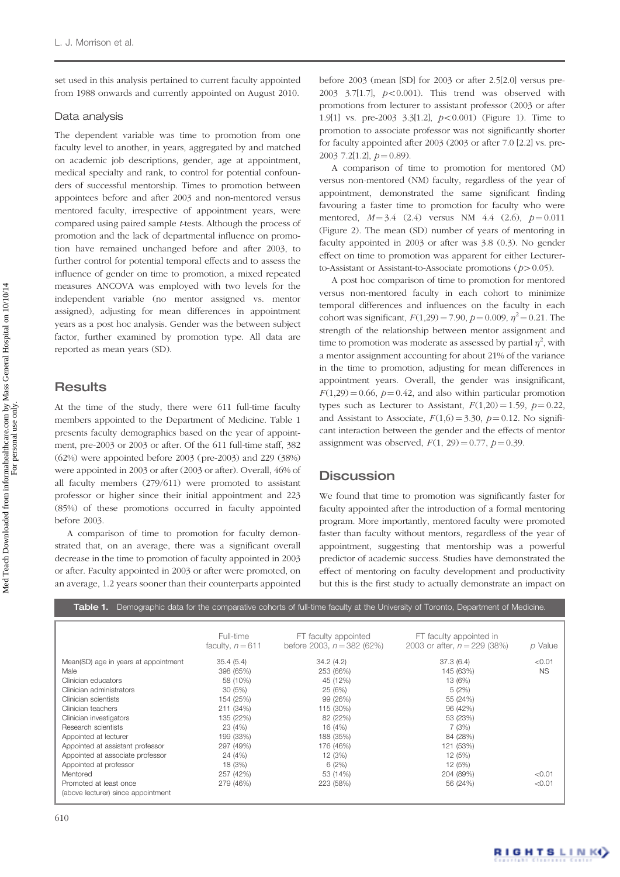set used in this analysis pertained to current faculty appointed from 1988 onwards and currently appointed on August 2010.

### Data analysis

The dependent variable was time to promotion from one faculty level to another, in years, aggregated by and matched on academic job descriptions, gender, age at appointment, medical specialty and rank, to control for potential confounders of successful mentorship. Times to promotion between appointees before and after 2003 and non-mentored versus mentored faculty, irrespective of appointment years, were compared using paired sample *t*-tests. Although the process of promotion and the lack of departmental influence on promotion have remained unchanged before and after 2003, to further control for potential temporal effects and to assess the influence of gender on time to promotion, a mixed repeated measures ANCOVA was employed with two levels for the independent variable (no mentor assigned vs. mentor assigned), adjusting for mean differences in appointment years as a post hoc analysis. Gender was the between subject factor, further examined by promotion type. All data are reported as mean years (SD).

## Results

At the time of the study, there were 611 full-time faculty members appointed to the Department of Medicine. Table 1 presents faculty demographics based on the year of appointment, pre-2003 or 2003 or after. Of the 611 full-time staff, 382 (62%) were appointed before 2003 (pre-2003) and 229 (38%) were appointed in 2003 or after (2003 or after). Overall, 46% of all faculty members (279/611) were promoted to assistant professor or higher since their initial appointment and 223 (85%) of these promotions occurred in faculty appointed before 2003.

A comparison of time to promotion for faculty demonstrated that, on an average, there was a significant overall decrease in the time to promotion of faculty appointed in 2003 or after. Faculty appointed in 2003 or after were promoted, on an average, 1.2 years sooner than their counterparts appointed before 2003 (mean [SD] for 2003 or after 2.5[2.0] versus pre-2003 3.7[1.7], $p<0.001$). This trend was observed with promotions from lecturer to assistant professor (2003 or after 1.9[1] vs. pre-2003 3.3[1.2], $p<0.001$) (Figure 1). Time to promotion to associate professor was not significantly shorter for faculty appointed after 2003 (2003 or after 7.0 [2.2] vs. pre-2003 7.2[1.2], $p=0.89$).

A comparison of time to promotion for mentored (M) versus non-mentored (NM) faculty, regardless of the year of appointment, demonstrated the same significant finding favouring a faster time to promotion for faculty who were mentored, $M=3.4$ (2.4) versus NM 4.4 (2.6), $p=0.011$ (Figure 2). The mean (SD) number of years of mentoring in faculty appointed in 2003 or after was 3.8 (0.3). No gender effect on time to promotion was apparent for either Lecturer-to-Assistant or Assistant-to-Associate promotions ($p>0.05$).

A post hoc comparison of time to promotion for mentored versus non-mentored faculty in each cohort to minimize temporal differences and influences on the faculty in each cohort was significant, $F(1,29)=7.90$, $p=0.009$, $\eta^2=0.21$. The strength of the relationship between mentor assignment and time to promotion was moderate as assessed by partial $\eta^2$, with a mentor assignment accounting for about 21% of the variance in the time to promotion, adjusting for mean differences in appointment years. Overall, the gender was insignificant, $F(1,29)=0.66$, $p=0.42$, and also within particular promotion types such as Lecturer to Assistant, $F(1,20)=1.59$, $p=0.22$, and Assistant to Associate, $F(1,6)=3.30$, $p=0.12$. No significant interaction between the gender and the effects of mentor assignment was observed, $F(1, 29)=0.77$, $p=0.39$.

## Discussion

We found that time to promotion was significantly faster for faculty appointed after the introduction of a formal mentoring program. More importantly, mentored faculty were promoted faster than faculty without mentors, regardless of the year of appointment, suggesting that mentorship was a powerful predictor of academic success. Studies have demonstrated the effect of mentoring on faculty development and productivity but this is the first study to actually demonstrate an impact on

**Table 1.** Demographic data for the comparative cohorts of full-time faculty at the University of Toronto, Department of Medicine.

| | Full-time faculty, $n=611$ | FT faculty appointed before 2003, $n=382$ (62%) | FT faculty appointed in 2003 or after, $n=229$ (38%) | *p* Value |
|---|---|---|---|---|
| Mean(SD) age in years at appointment | 35.4 (5.4) | 34.2 (4.2) | 37.3 (6.4) | <0.01 |
| Male | 398 (65%) | 253 (66%) | 145 (63%) | NS |
| Clinician educators | 58 (10%) | 45 (12%) | 13 (6%) | |
| Clinician administrators | 30 (5%) | 25 (6%) | 5 (2%) | |
| Clinician scientists | 154 (25%) | 99 (26%) | 55 (24%) | |
| Clinician teachers | 211 (34%) | 115 (30%) | 96 (42%) | |
| Clinician investigators | 135 (22%) | 82 (22%) | 53 (23%) | |
| Research scientists | 23 (4%) | 16 (4%) | 7 (3%) | |
| Appointed at lecturer | 199 (33%) | 188 (35%) | 84 (28%) | |
| Appointed at assistant professor | 297 (49%) | 176 (46%) | 121 (53%) | |
| Appointed at associate professor | 24 (4%) | 12 (3%) | 12 (5%) | |
| Appointed at professor | 18 (3%) | 6 (2%) | 12 (5%) | |
| Mentored | 257 (42%) | 53 (14%) | 204 (89%) | <0.01 |
| Promoted at least once (above lecturer) since appointment | 279 (46%) | 223 (58%) | 56 (24%) | <0.01 |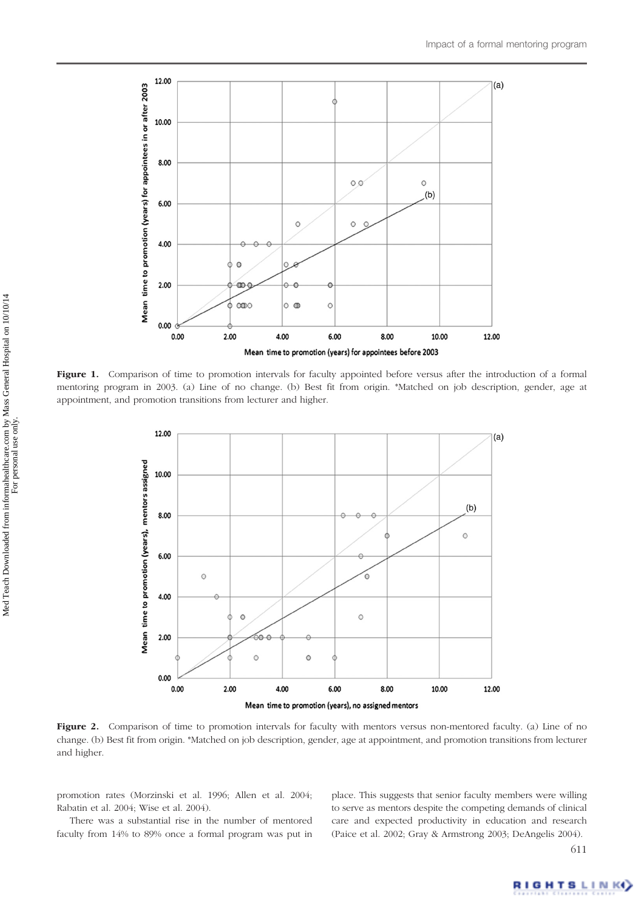Figure 1. Comparison of time to promotion intervals for faculty appointed before versus after the introduction of a formal mentoring program in 2003. (a) Line of no change. (b) Best fit from origin. *Matched on job description, gender, age at appointment, and promotion transitions from lecturer and higher.

Figure 2. Comparison of time to promotion intervals for faculty with mentors versus non-mentored faculty. (a) Line of no change. (b) Best fit from origin. *Matched on job description, gender, age at appointment, and promotion transitions from lecturer and higher.

promotion rates (Morzinski et al. 1996; Allen et al. 2004; Rabatin et al. 2004; Wise et al. 2004).

There was a substantial rise in the number of mentored faculty from 14% to 89% once a formal program was put in place. This suggests that senior faculty members were willing to serve as mentors despite the competing demands of clinical care and expected productivity in education and research (Paice et al. 2002; Gray & Armstrong 2003; DeAngelis 2004).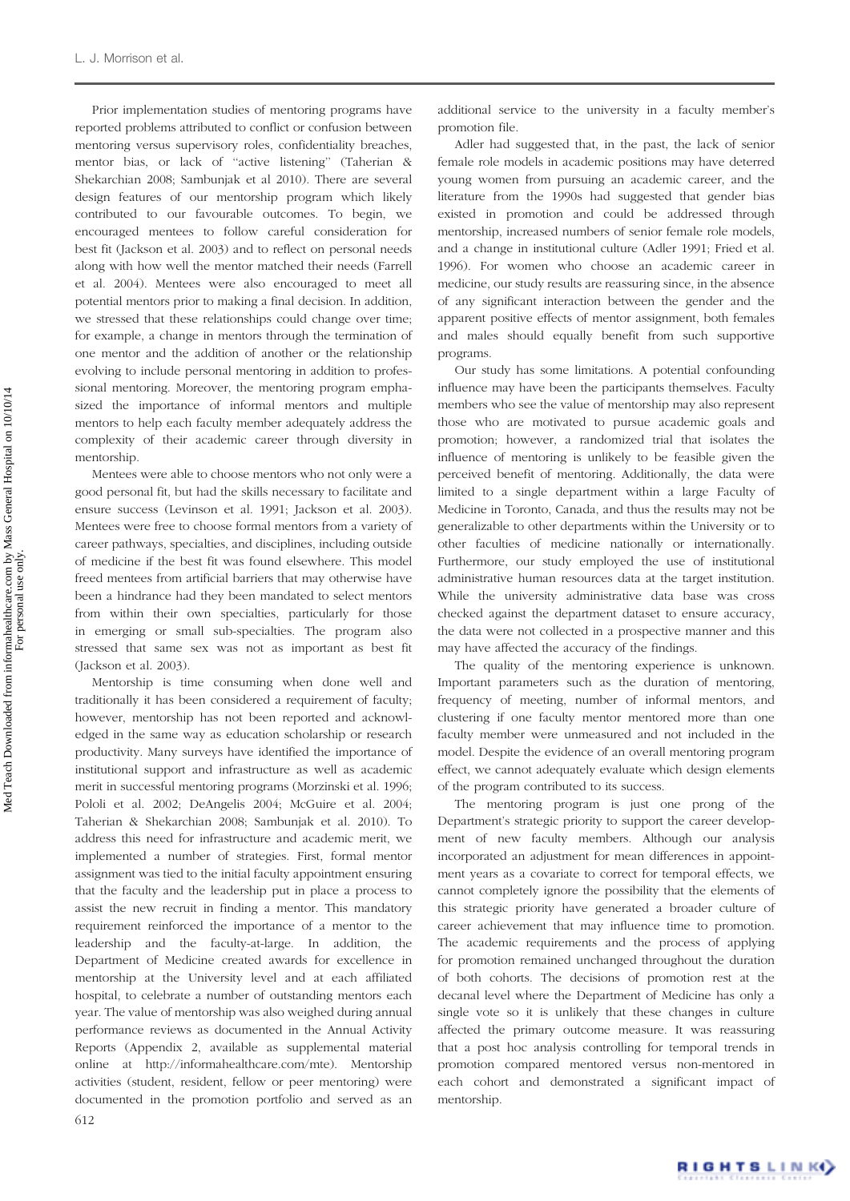Prior implementation studies of mentoring programs have reported problems attributed to conflict or confusion between mentoring versus supervisory roles, confidentiality breaches, mentor bias, or lack of "active listening" (Taherian & Shekarchian 2008; Sambunjak et al 2010). There are several design features of our mentorship program which likely contributed to our favourable outcomes. To begin, we encouraged mentees to follow careful consideration for best fit (Jackson et al. 2003) and to reflect on personal needs along with how well the mentor matched their needs (Farrell et al. 2004). Mentees were also encouraged to meet all potential mentors prior to making a final decision. In addition, we stressed that these relationships could change over time; for example, a change in mentors through the termination of one mentor and the addition of another or the relationship evolving to include personal mentoring in addition to professional mentoring. Moreover, the mentoring program emphasized the importance of informal mentors and multiple mentors to help each faculty member adequately address the complexity of their academic career through diversity in mentorship.

Mentees were able to choose mentors who not only were a good personal fit, but had the skills necessary to facilitate and ensure success (Levinson et al. 1991; Jackson et al. 2003). Mentees were free to choose formal mentors from a variety of career pathways, specialties, and disciplines, including outside of medicine if the best fit was found elsewhere. This model freed mentees from artificial barriers that may otherwise have been a hindrance had they been mandated to select mentors from within their own specialties, particularly for those in emerging or small sub-specialties. The program also stressed that same sex was not as important as best fit (Jackson et al. 2003).

Mentorship is time consuming when done well and traditionally it has been considered a requirement of faculty; however, mentorship has not been reported and acknowledged in the same way as education scholarship or research productivity. Many surveys have identified the importance of institutional support and infrastructure as well as academic merit in successful mentoring programs (Morzinski et al. 1996; Pololi et al. 2002; DeAngelis 2004; McGuire et al. 2004; Taherian & Shekarchian 2008; Sambunjak et al. 2010). To address this need for infrastructure and academic merit, we implemented a number of strategies. First, formal mentor assignment was tied to the initial faculty appointment ensuring that the faculty and the leadership put in place a process to assist the new recruit in finding a mentor. This mandatory requirement reinforced the importance of a mentor to the leadership and the faculty-at-large. In addition, the Department of Medicine created awards for excellence in mentorship at the University level and at each affiliated hospital, to celebrate a number of outstanding mentors each year. The value of mentorship was also weighed during annual performance reviews as documented in the Annual Activity Reports (Appendix 2, available as supplemental material online at http://informahealthcare.com/mte). Mentorship activities (student, resident, fellow or peer mentoring) were documented in the promotion portfolio and served as an additional service to the university in a faculty member's promotion file.

Adler had suggested that, in the past, the lack of senior female role models in academic positions may have deterred young women from pursuing an academic career, and the literature from the 1990s had suggested that gender bias existed in promotion and could be addressed through mentorship, increased numbers of senior female role models, and a change in institutional culture (Adler 1991; Fried et al. 1996). For women who choose an academic career in medicine, our study results are reassuring since, in the absence of any significant interaction between the gender and the apparent positive effects of mentor assignment, both females and males should equally benefit from such supportive programs.

Our study has some limitations. A potential confounding influence may have been the participants themselves. Faculty members who see the value of mentorship may also represent those who are motivated to pursue academic goals and promotion; however, a randomized trial that isolates the influence of mentoring is unlikely to be feasible given the perceived benefit of mentoring. Additionally, the data were limited to a single department within a large Faculty of Medicine in Toronto, Canada, and thus the results may not be generalizable to other departments within the University or to other faculties of medicine nationally or internationally. Furthermore, our study employed the use of institutional administrative human resources data at the target institution. While the university administrative data base was cross checked against the department dataset to ensure accuracy, the data were not collected in a prospective manner and this may have affected the accuracy of the findings.

The quality of the mentoring experience is unknown. Important parameters such as the duration of mentoring, frequency of meeting, number of informal mentors, and clustering if one faculty mentor mentored more than one faculty member were unmeasured and not included in the model. Despite the evidence of an overall mentoring program effect, we cannot adequately evaluate which design elements of the program contributed to its success.

The mentoring program is just one prong of the Department's strategic priority to support the career development of new faculty members. Although our analysis incorporated an adjustment for mean differences in appointment years as a covariate to correct for temporal effects, we cannot completely ignore the possibility that the elements of this strategic priority have generated a broader culture of career achievement that may influence time to promotion. The academic requirements and the process of applying for promotion remained unchanged throughout the duration of both cohorts. The decisions of promotion rest at the decanal level where the Department of Medicine has only a single vote so it is unlikely that these changes in culture affected the primary outcome measure. It was reassuring that a post hoc analysis controlling for temporal trends in promotion compared mentored versus non-mentored in each cohort and demonstrated a significant impact of mentorship.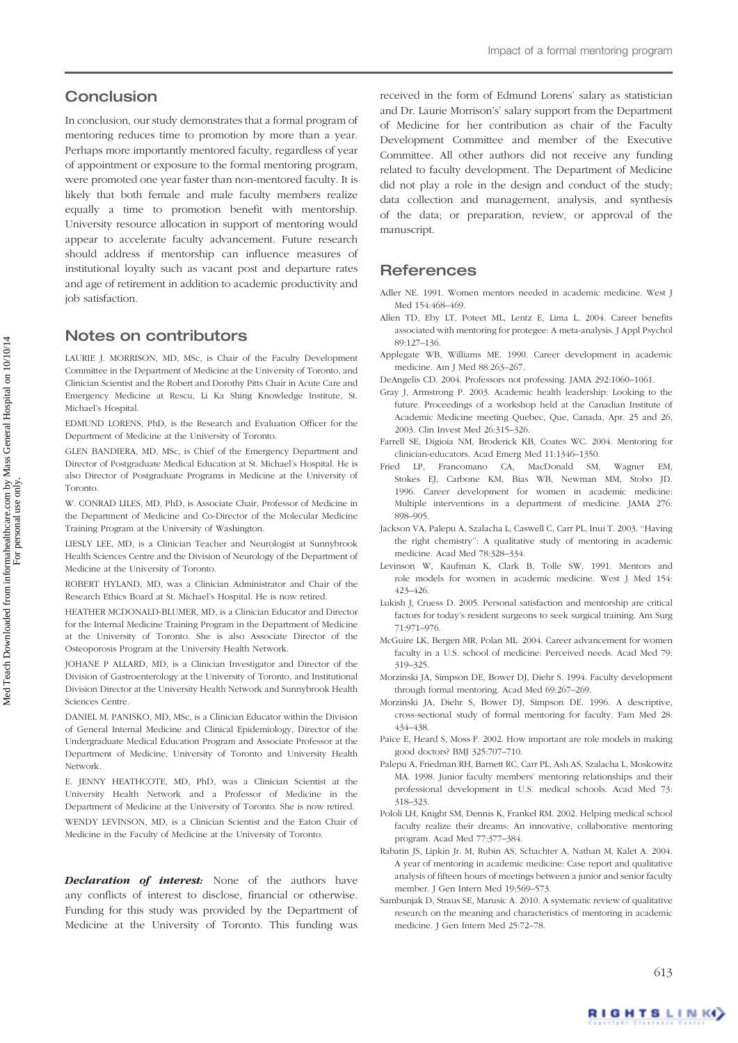## Conclusion

In conclusion, our study demonstrates that a formal program of mentoring reduces time to promotion by more than a year. Perhaps more importantly mentored faculty, regardless of year of appointment or exposure to the formal mentoring program, were promoted one year faster than non-mentored faculty. It is likely that both female and male faculty members realize equally a time to promotion benefit with mentorship. University resource allocation in support of mentoring would appear to accelerate faculty advancement. Future research should address if mentorship can influence measures of institutional loyalty such as vacant post and departure rates and age of retirement in addition to academic productivity and job satisfaction.

## Notes on contributors

LAURIE J. MORRISON, MD, MSc, is Chair of the Faculty Development Committee in the Department of Medicine at the University of Toronto, and Clinician Scientist and the Robert and Dorothy Pitts Chair in Acute Care and Emergency Medicine at Rescu, Li Ka Shing Knowledge Institute, St. Michael's Hospital.

EDMUND LORENS, PhD, is the Research and Evaluation Officer for the Department of Medicine at the University of Toronto.

GLEN BANDIERA, MD, MSc, is Chief of the Emergency Department and Director of Postgraduate Medical Education at St. Michael's Hospital. He is also Director of Postgraduate Programs in Medicine at the University of Toronto.

W. CONRAD LILES, MD, PhD, is Associate Chair, Professor of Medicine in the Department of Medicine and Co-Director of the Molecular Medicine Training Program at the University of Washington.

LIESLY LEE, MD, is a Clinician Teacher and Neurologist at Sunnybrook Health Sciences Centre and the Division of Neurology of the Department of Medicine at the University of Toronto.

ROBERT HYLAND, MD, was a Clinician Administrator and Chair of the Research Ethics Board at St. Michael's Hospital. He is now retired.

HEATHER MCDONALD-BLUMER, MD, is a Clinician Educator and Director for the Internal Medicine Training Program in the Department of Medicine at the University of Toronto. She is also Associate Director of the Osteoporosis Program at the University Health Network.

JOHANE P ALLARD, MD, is a Clinician Investigator and Director of the Division of Gastroenterology at the University of Toronto, and Institutional Division Director at the University Health Network and Sunnybrook Health Sciences Centre.

DANIEL M. PANISKO, MD, MSc, is a Clinician Educator within the Division of General Internal Medicine and Clinical Epidemiology, Director of the Undergraduate Medical Education Program and Associate Professor at the Department of Medicine, University of Toronto and University Health Network.

E. JENNY HEATHCOTE, MD, PhD, was a Clinician Scientist at the University Health Network and a Professor of Medicine in the Department of Medicine at the University of Toronto. She is now retired.

WENDY LEVINSON, MD, is a Clinician Scientist and the Eaton Chair of Medicine in the Faculty of Medicine at the University of Toronto.

***Declaration of interest:*** None of the authors have any conflicts of interest to disclose, financial or otherwise. Funding for this study was provided by the Department of Medicine at the University of Toronto. This funding was received in the form of Edmund Lorens' salary as statistician and Dr. Laurie Morrison's's salary support from the Department of Medicine for her contribution as chair of the Faculty Development Committee and member of the Executive Committee. All other authors did not receive any funding related to faculty development. The Department of Medicine did not play a role in the design and conduct of the study; data collection and management, analysis, and synthesis of the data; or preparation, review, or approval of the manuscript.

## References

Adler NE. 1991. Women mentors needed in academic medicine. West J Med 154:468–469.

Allen TD, Eby LT, Poteet ML, Lentz E, Lima L. 2004. Career benefits associated with mentoring for protegee: A meta-analysis. J Appl Psychol 89:127–136.

Applegate WB, Williams ME. 1990. Career development in academic medicine. Am J Med 88:263–267.

DeAngelis CD. 2004. Professors not professing. JAMA 292:1060–1061.

Gray J, Armstrong P. 2003. Academic health leadership: Looking to the future. Proceedings of a workshop held at the Canadian Institute of Academic Medicine meeting Quebec, Que, Canada, Apr. 25 and 26, 2003. Clin Invest Med 26:315–326.

Farrell SE, Digioia NM, Broderick KB, Coates WC. 2004. Mentoring for clinician-educators. Acad Emerg Med 11:1346–1350.

Fried LP, Francomano CA, MacDonald SM, Wagner EM, Stokes EJ, Carbone KM, Bias WB, Newman MM, Stobo JD. 1996. Career development for women in academic medicine: Multiple interventions in a department of medicine. JAMA 276: 898–905.

Jackson VA, Palepu A, Szalacha L, Caswell C, Carr PL, Inui T. 2003. "Having the right chemistry": A qualitative study of mentoring in academic medicine. Acad Med 78:328–334.

Levinson W, Kaufman K, Clark B, Tolle SW. 1991. Mentors and role models for women in academic medicine. West J Med 154: 423–426.

Lukish J, Cruess D. 2005. Personal satisfaction and mentorship are critical factors for today's resident surgeons to seek surgical training. Am Surg 71:971–976.

McGuire LK, Bergen MR, Polan ML. 2004. Career advancement for women faculty in a U.S. school of medicine: Perceived needs. Acad Med 79: 319–325.

Morzinski JA, Simpson DE, Bower DJ, Diehr S. 1994. Faculty development through formal mentoring. Acad Med 69:267–269.

Morzinski JA, Diehr S, Bower DJ, Simpson DE. 1996. A descriptive, cross-sectional study of formal mentoring for faculty. Fam Med 28: 434–438.

Paice E, Heard S, Moss F. 2002. How important are role models in making good doctors? BMJ 325:707–710.

Palepu A, Friedman RH, Barnett RC, Carr PL, Ash AS, Szalacha L, Moskowitz MA. 1998. Junior faculty members' mentoring relationships and their professional development in U.S. medical schools. Acad Med 73: 318–323.

Pololi LH, Knight SM, Dennis K, Frankel RM. 2002. Helping medical school faculty realize their dreams: An innovative, collaborative mentoring program. Acad Med 77:377–384.

Rabatin JS, Lipkin Jr. M, Rubin AS, Schachter A, Nathan M, Kalet A. 2004. A year of mentoring in academic medicine: Case report and qualitative analysis of fifteen hours of meetings between a junior and senior faculty member. J Gen Intern Med 19:569–573.

Sambunjak D, Straus SE, Marusic A. 2010. A systematic review of qualitative research on the meaning and characteristics of mentoring in academic medicine. J Gen Intern Med 25:72–78.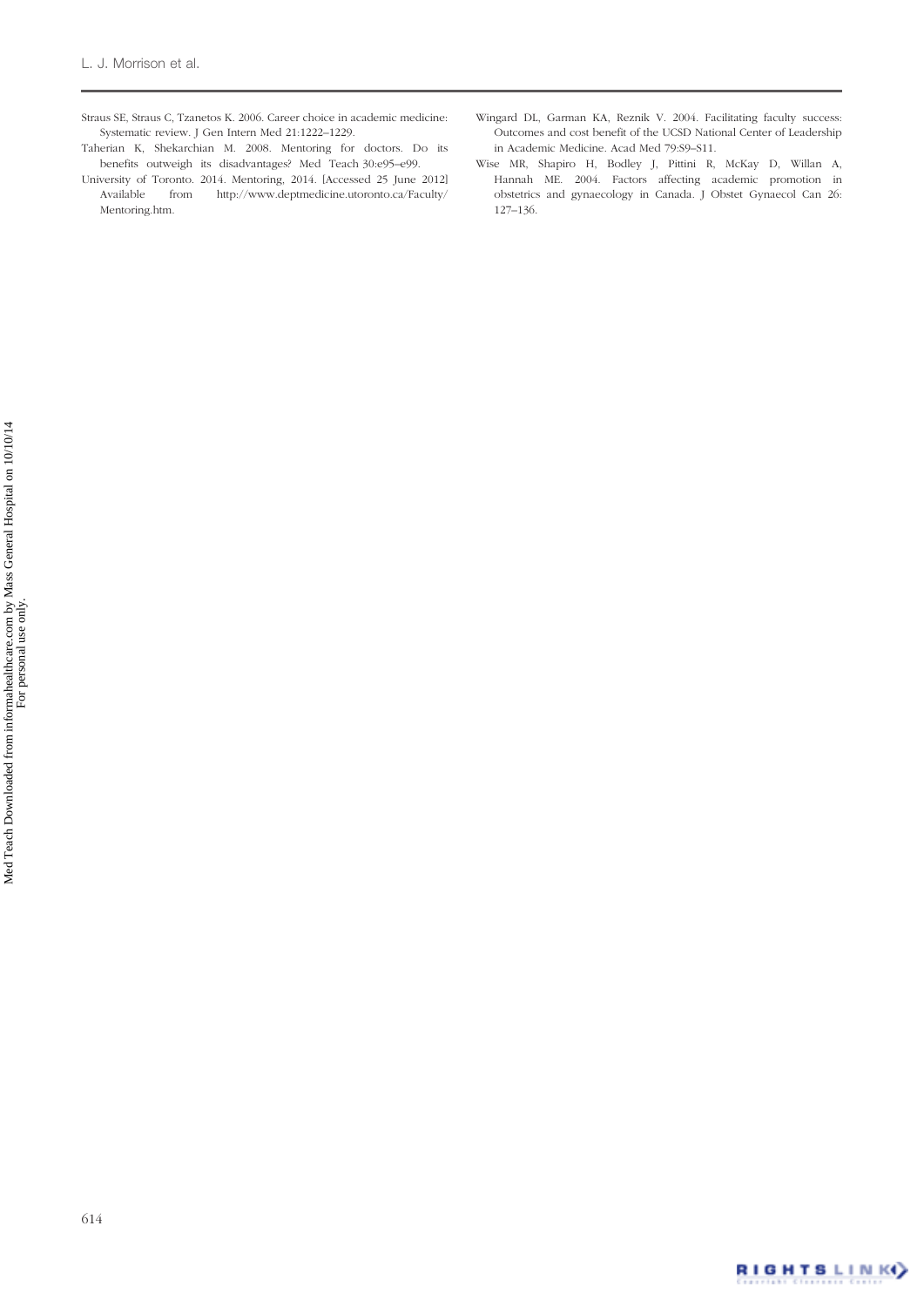Straus SE, Straus C, Tzanetos K. 2006. Career choice in academic medicine: Systematic review. J Gen Intern Med 21:1222–1229.

Taherian K, Shekarchian M. 2008. Mentoring for doctors. Do its benefits outweigh its disadvantages? Med Teach 30:e95–e99.

University of Toronto. 2014. Mentoring, 2014. [Accessed 25 June 2012] Available from http://www.deptmedicine.utoronto.ca/Faculty/Mentoring.htm.

Wingard DL, Garman KA, Reznik V. 2004. Facilitating faculty success: Outcomes and cost benefit of the UCSD National Center of Leadership in Academic Medicine. Acad Med 79:S9–S11.

Wise MR, Shapiro H, Bodley J, Pittini R, McKay D, Willan A, Hannah ME. 2004. Factors affecting academic promotion in obstetrics and gynaecology in Canada. J Obstet Gynaecol Can 26: 127–136.